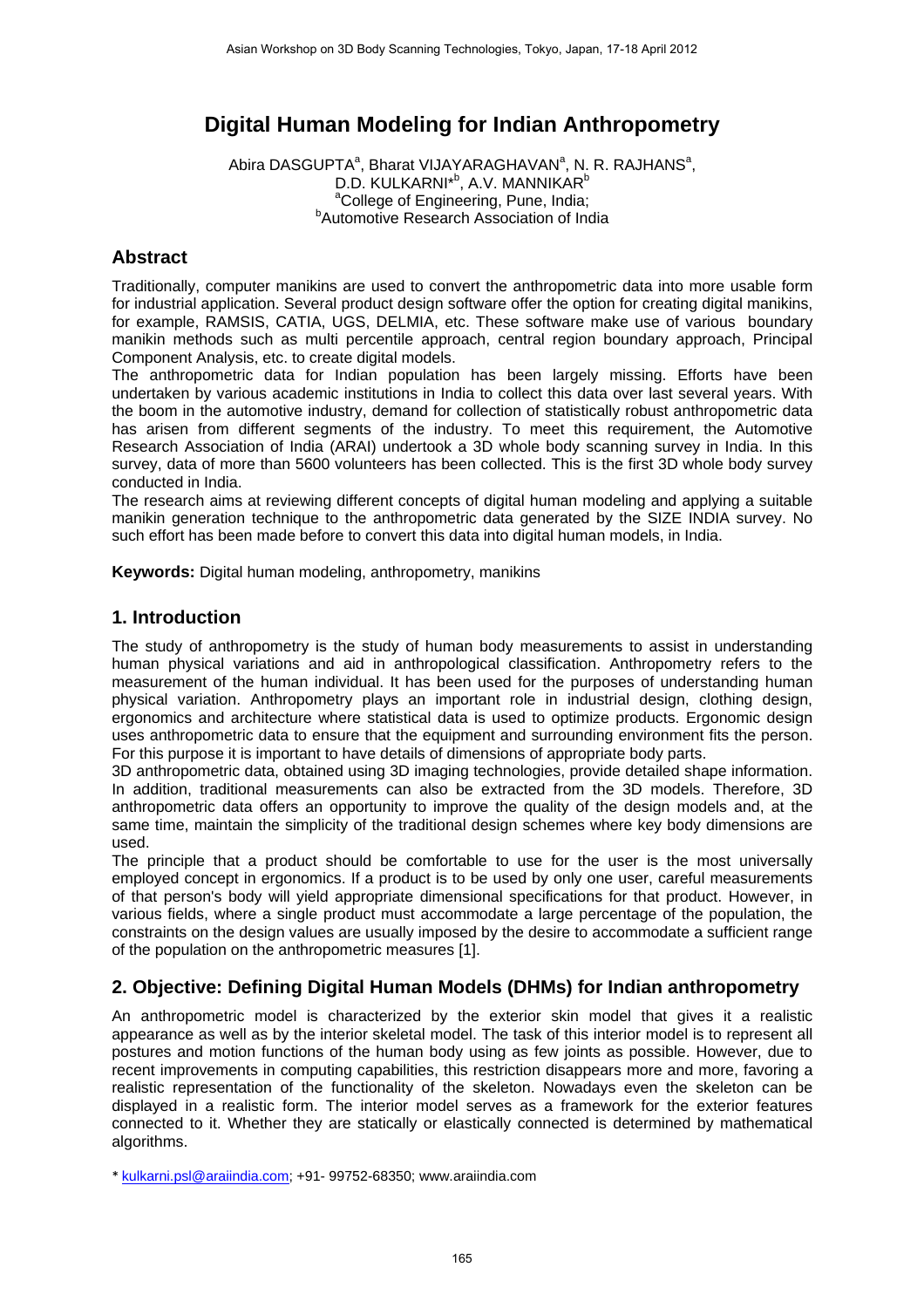# Digital Human Modeling for Indian Anthropometry

Abira DASGUPTA[a], Bharat VIJAYARAGHAVAN[a], N. R. RAJHANS[a], D.D. KULKARNI*[b], A.V. MANNIKAR[b]

[a]College of Engineering, Pune, India;
[b]Automotive Research Association of India

## Abstract

Traditionally, computer manikins are used to convert the anthropometric data into more usable form for industrial application. Several product design software offer the option for creating digital manikins, for example, RAMSIS, CATIA, UGS, DELMIA, etc. These software make use of various boundary manikin methods such as multi percentile approach, central region boundary approach, Principal Component Analysis, etc. to create digital models.

The anthropometric data for Indian population has been largely missing. Efforts have been undertaken by various academic institutions in India to collect this data over last several years. With the boom in the automotive industry, demand for collection of statistically robust anthropometric data has arisen from different segments of the industry. To meet this requirement, the Automotive Research Association of India (ARAI) undertook a 3D whole body scanning survey in India. In this survey, data of more than 5600 volunteers has been collected. This is the first 3D whole body survey conducted in India.

The research aims at reviewing different concepts of digital human modeling and applying a suitable manikin generation technique to the anthropometric data generated by the SIZE INDIA survey. No such effort has been made before to convert this data into digital human models, in India.

**Keywords:** Digital human modeling, anthropometry, manikins

## 1. Introduction

The study of anthropometry is the study of human body measurements to assist in understanding human physical variations and aid in anthropological classification. Anthropometry refers to the measurement of the human individual. It has been used for the purposes of understanding human physical variation. Anthropometry plays an important role in industrial design, clothing design, ergonomics and architecture where statistical data is used to optimize products. Ergonomic design uses anthropometric data to ensure that the equipment and surrounding environment fits the person. For this purpose it is important to have details of dimensions of appropriate body parts.

3D anthropometric data, obtained using 3D imaging technologies, provide detailed shape information. In addition, traditional measurements can also be extracted from the 3D models. Therefore, 3D anthropometric data offers an opportunity to improve the quality of the design models and, at the same time, maintain the simplicity of the traditional design schemes where key body dimensions are used.

The principle that a product should be comfortable to use for the user is the most universally employed concept in ergonomics. If a product is to be used by only one user, careful measurements of that person's body will yield appropriate dimensional specifications for that product. However, in various fields, where a single product must accommodate a large percentage of the population, the constraints on the design values are usually imposed by the desire to accommodate a sufficient range of the population on the anthropometric measures [1].

## 2. Objective: Defining Digital Human Models (DHMs) for Indian anthropometry

An anthropometric model is characterized by the exterior skin model that gives it a realistic appearance as well as by the interior skeletal model. The task of this interior model is to represent all postures and motion functions of the human body using as few joints as possible. However, due to recent improvements in computing capabilities, this restriction disappears more and more, favoring a realistic representation of the functionality of the skeleton. Nowadays even the skeleton can be displayed in a realistic form. The interior model serves as a framework for the exterior features connected to it. Whether they are statically or elastically connected is determined by mathematical algorithms.

* kulkarni.psl@araiindia.com; +91- 99752-68350; www.araiindia.com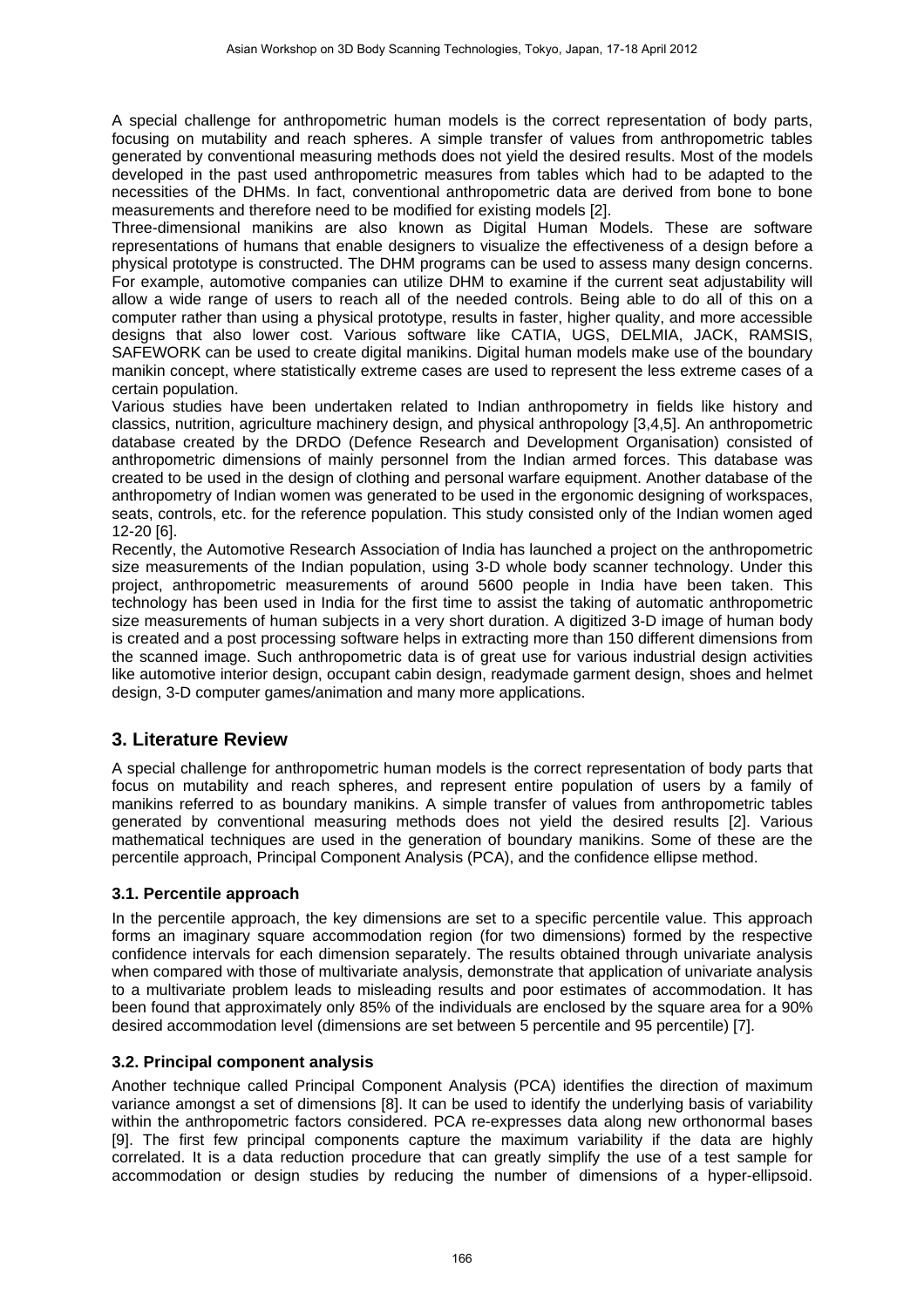A special challenge for anthropometric human models is the correct representation of body parts, focusing on mutability and reach spheres. A simple transfer of values from anthropometric tables generated by conventional measuring methods does not yield the desired results. Most of the models developed in the past used anthropometric measures from tables which had to be adapted to the necessities of the DHMs. In fact, conventional anthropometric data are derived from bone to bone measurements and therefore need to be modified for existing models [2].

Three-dimensional manikins are also known as Digital Human Models. These are software representations of humans that enable designers to visualize the effectiveness of a design before a physical prototype is constructed. The DHM programs can be used to assess many design concerns. For example, automotive companies can utilize DHM to examine if the current seat adjustability will allow a wide range of users to reach all of the needed controls. Being able to do all of this on a computer rather than using a physical prototype, results in faster, higher quality, and more accessible designs that also lower cost. Various software like CATIA, UGS, DELMIA, JACK, RAMSIS, SAFEWORK can be used to create digital manikins. Digital human models make use of the boundary manikin concept, where statistically extreme cases are used to represent the less extreme cases of a certain population.

Various studies have been undertaken related to Indian anthropometry in fields like history and classics, nutrition, agriculture machinery design, and physical anthropology [3,4,5]. An anthropometric database created by the DRDO (Defence Research and Development Organisation) consisted of anthropometric dimensions of mainly personnel from the Indian armed forces. This database was created to be used in the design of clothing and personal warfare equipment. Another database of the anthropometry of Indian women was generated to be used in the ergonomic designing of workspaces, seats, controls, etc. for the reference population. This study consisted only of the Indian women aged 12-20 [6].

Recently, the Automotive Research Association of India has launched a project on the anthropometric size measurements of the Indian population, using 3-D whole body scanner technology. Under this project, anthropometric measurements of around 5600 people in India have been taken. This technology has been used in India for the first time to assist the taking of automatic anthropometric size measurements of human subjects in a very short duration. A digitized 3-D image of human body is created and a post processing software helps in extracting more than 150 different dimensions from the scanned image. Such anthropometric data is of great use for various industrial design activities like automotive interior design, occupant cabin design, readymade garment design, shoes and helmet design, 3-D computer games/animation and many more applications.

## 3. Literature Review

A special challenge for anthropometric human models is the correct representation of body parts that focus on mutability and reach spheres, and represent entire population of users by a family of manikins referred to as boundary manikins. A simple transfer of values from anthropometric tables generated by conventional measuring methods does not yield the desired results [2]. Various mathematical techniques are used in the generation of boundary manikins. Some of these are the percentile approach, Principal Component Analysis (PCA), and the confidence ellipse method.

### 3.1. Percentile approach

In the percentile approach, the key dimensions are set to a specific percentile value. This approach forms an imaginary square accommodation region (for two dimensions) formed by the respective confidence intervals for each dimension separately. The results obtained through univariate analysis when compared with those of multivariate analysis, demonstrate that application of univariate analysis to a multivariate problem leads to misleading results and poor estimates of accommodation. It has been found that approximately only 85% of the individuals are enclosed by the square area for a 90% desired accommodation level (dimensions are set between 5 percentile and 95 percentile) [7].

### 3.2. Principal component analysis

Another technique called Principal Component Analysis (PCA) identifies the direction of maximum variance amongst a set of dimensions [8]. It can be used to identify the underlying basis of variability within the anthropometric factors considered. PCA re-expresses data along new orthonormal bases [9]. The first few principal components capture the maximum variability if the data are highly correlated. It is a data reduction procedure that can greatly simplify the use of a test sample for accommodation or design studies by reducing the number of dimensions of a hyper-ellipsoid.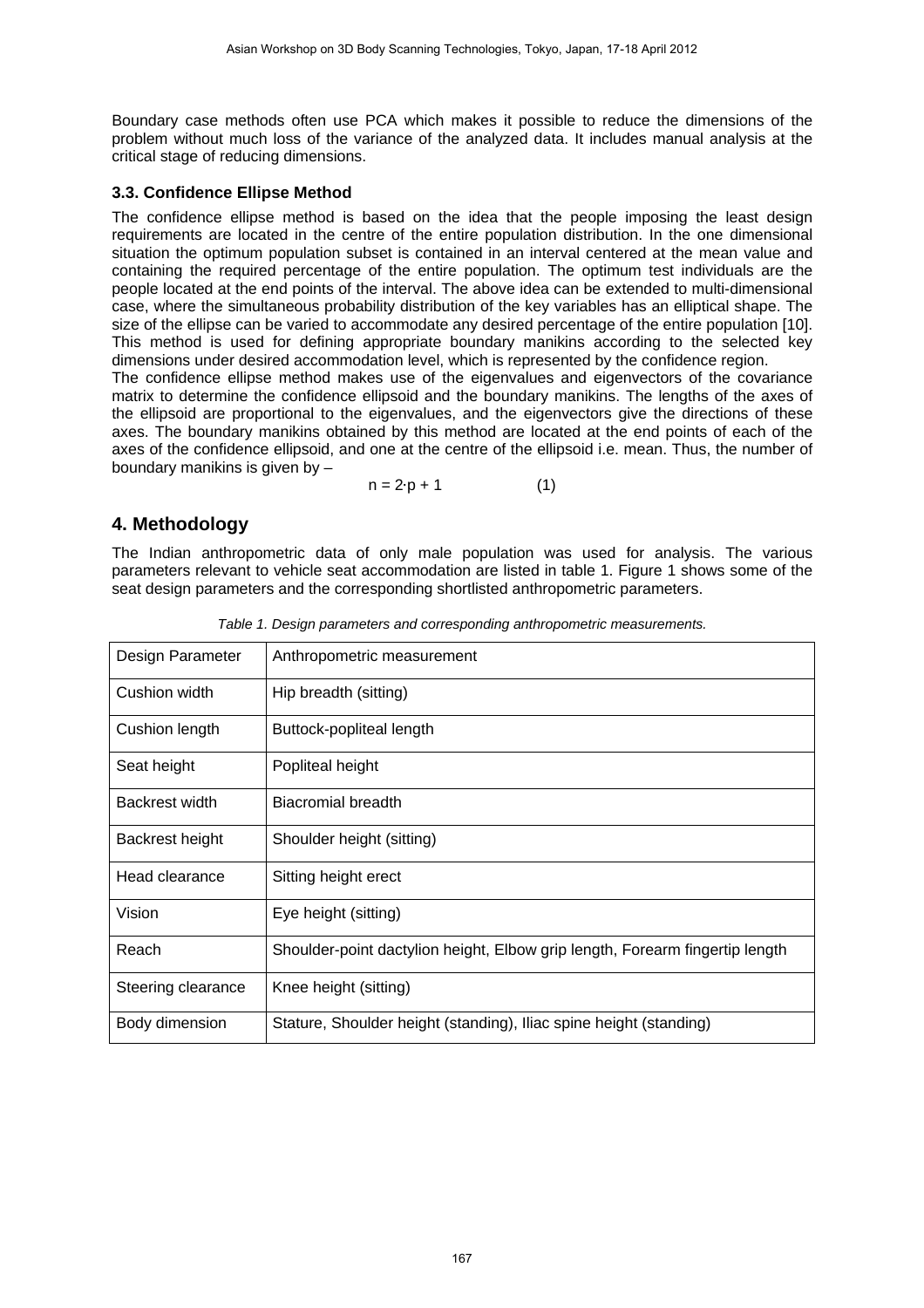Boundary case methods often use PCA which makes it possible to reduce the dimensions of the problem without much loss of the variance of the analyzed data. It includes manual analysis at the critical stage of reducing dimensions.

### 3.3. Confidence Ellipse Method

The confidence ellipse method is based on the idea that the people imposing the least design requirements are located in the centre of the entire population distribution. In the one dimensional situation the optimum population subset is contained in an interval centered at the mean value and containing the required percentage of the entire population. The optimum test individuals are the people located at the end points of the interval. The above idea can be extended to multi-dimensional case, where the simultaneous probability distribution of the key variables has an elliptical shape. The size of the ellipse can be varied to accommodate any desired percentage of the entire population [10]. This method is used for defining appropriate boundary manikins according to the selected key dimensions under desired accommodation level, which is represented by the confidence region.

The confidence ellipse method makes use of the eigenvalues and eigenvectors of the covariance matrix to determine the confidence ellipsoid and the boundary manikins. The lengths of the axes of the ellipsoid are proportional to the eigenvalues, and the eigenvectors give the directions of these axes. The boundary manikins obtained by this method are located at the end points of each of the axes of the confidence ellipsoid, and one at the centre of the ellipsoid i.e. mean. Thus, the number of boundary manikins is given by –

$$n = 2 \cdot p + 1 \qquad (1)$$

## 4. Methodology

The Indian anthropometric data of only male population was used for analysis. The various parameters relevant to vehicle seat accommodation are listed in table 1. Figure 1 shows some of the seat design parameters and the corresponding shortlisted anthropometric parameters.

*Table 1. Design parameters and corresponding anthropometric measurements.*

| Design Parameter | Anthropometric measurement |
|---|---|
| Cushion width | Hip breadth (sitting) |
| Cushion length | Buttock-popliteal length |
| Seat height | Popliteal height |
| Backrest width | Biacromial breadth |
| Backrest height | Shoulder height (sitting) |
| Head clearance | Sitting height erect |
| Vision | Eye height (sitting) |
| Reach | Shoulder-point dactylion height, Elbow grip length, Forearm fingertip length |
| Steering clearance | Knee height (sitting) |
| Body dimension | Stature, Shoulder height (standing), Iliac spine height (standing) |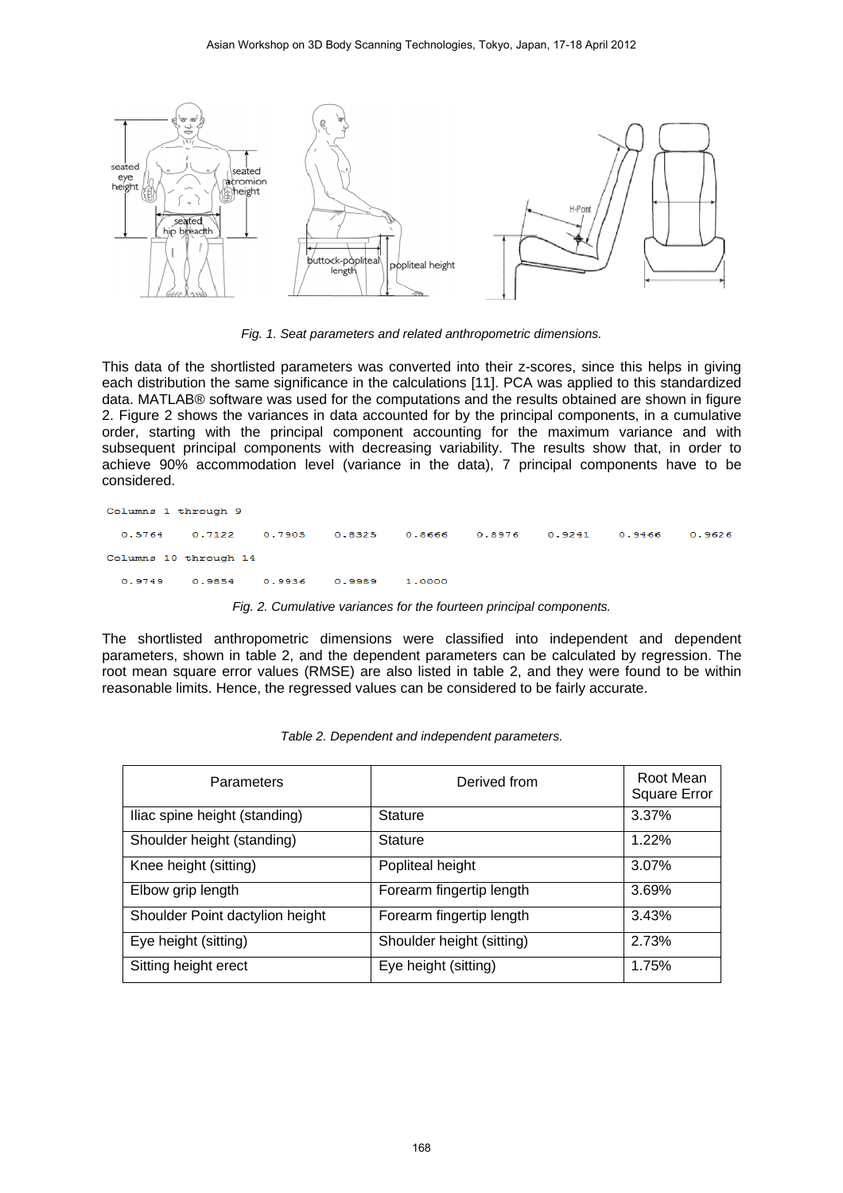*Fig. 1. Seat parameters and related anthropometric dimensions.*

This data of the shortlisted parameters was converted into their z-scores, since this helps in giving each distribution the same significance in the calculations [11]. PCA was applied to this standardized data. MATLAB® software was used for the computations and the results obtained are shown in figure 2. Figure 2 shows the variances in data accounted for by the principal components, in a cumulative order, starting with the principal component accounting for the maximum variance and with subsequent principal components with decreasing variability. The results show that, in order to achieve 90% accommodation level (variance in the data), 7 principal components have to be considered.

```
Columns 1 through 9

  0.5764    0.7122    0.7905    0.8325    0.8666    0.8976    0.9241    0.9466    0.9626

Columns 10 through 14

  0.9749    0.9854    0.9936    0.9989    1.0000
```

*Fig. 2. Cumulative variances for the fourteen principal components.*

The shortlisted anthropometric dimensions were classified into independent and dependent parameters, shown in table 2, and the dependent parameters can be calculated by regression. The root mean square error values (RMSE) are also listed in table 2, and they were found to be within reasonable limits. Hence, the regressed values can be considered to be fairly accurate.

*Table 2. Dependent and independent parameters.*

| Parameters | Derived from | Root Mean Square Error |
|---|---|---|
| Iliac spine height (standing) | Stature | 3.37% |
| Shoulder height (standing) | Stature | 1.22% |
| Knee height (sitting) | Popliteal height | 3.07% |
| Elbow grip length | Forearm fingertip length | 3.69% |
| Shoulder Point dactylion height | Forearm fingertip length | 3.43% |
| Eye height (sitting) | Shoulder height (sitting) | 2.73% |
| Sitting height erect | Eye height (sitting) | 1.75% |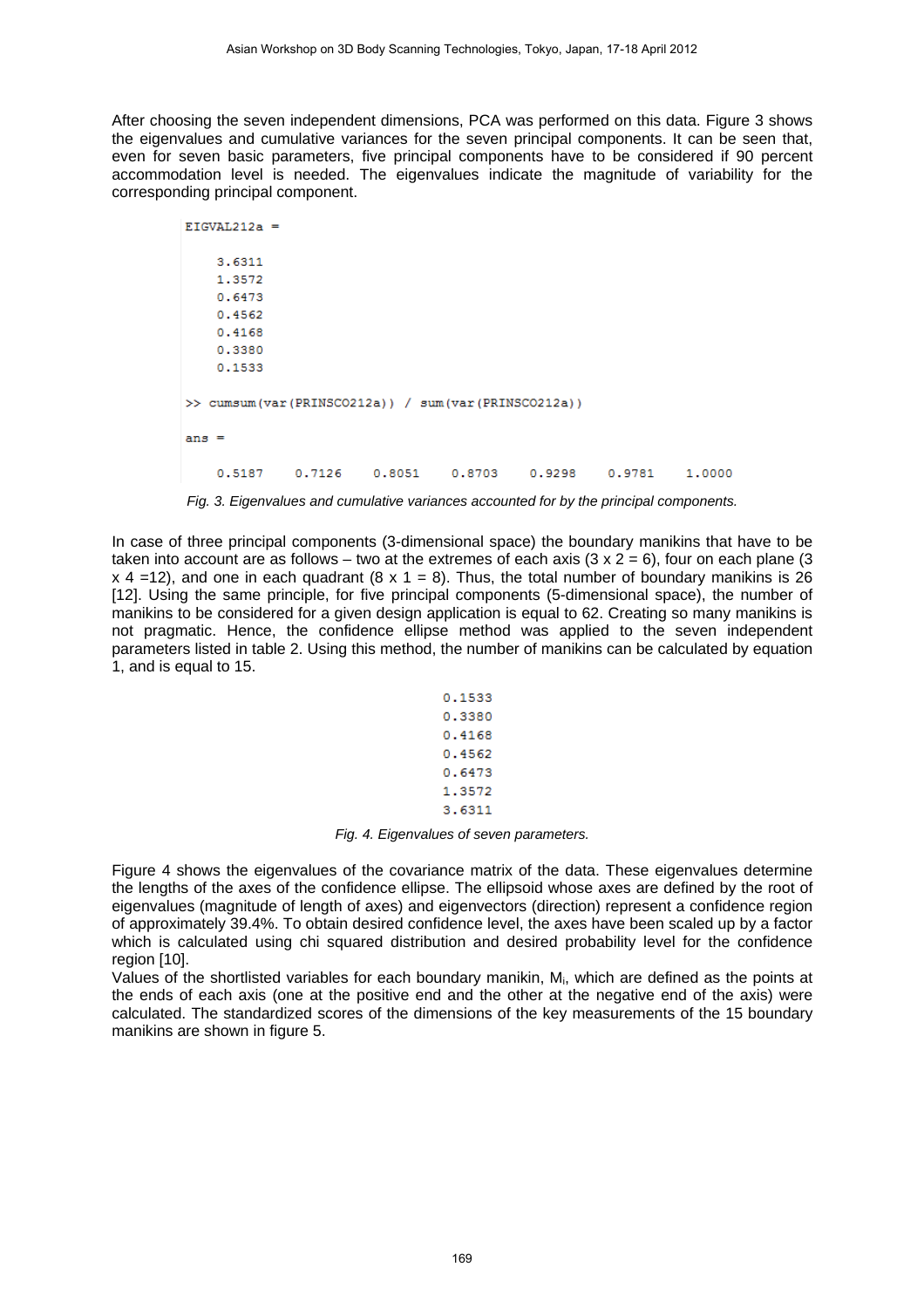After choosing the seven independent dimensions, PCA was performed on this data. Figure 3 shows the eigenvalues and cumulative variances for the seven principal components. It can be seen that, even for seven basic parameters, five principal components have to be considered if 90 percent accommodation level is needed. The eigenvalues indicate the magnitude of variability for the corresponding principal component.

```
EIGVAL212a =

    3.6311
    1.3572
    0.6473
    0.4562
    0.4168
    0.3380
    0.1533

>> cumsum(var(PRINSCO212a)) / sum(var(PRINSCO212a))

ans =

    0.5187    0.7126    0.8051    0.8703    0.9298    0.9781    1.0000
```

*Fig. 3. Eigenvalues and cumulative variances accounted for by the principal components.*

In case of three principal components (3-dimensional space) the boundary manikins that have to be taken into account are as follows – two at the extremes of each axis (3 x 2 = 6), four on each plane (3 x 4 =12), and one in each quadrant (8 x 1 = 8). Thus, the total number of boundary manikins is 26 [12]. Using the same principle, for five principal components (5-dimensional space), the number of manikins to be considered for a given design application is equal to 62. Creating so many manikins is not pragmatic. Hence, the confidence ellipse method was applied to the seven independent parameters listed in table 2. Using this method, the number of manikins can be calculated by equation 1, and is equal to 15.

```
0.1533
0.3380
0.4168
0.4562
0.6473
1.3572
3.6311
```

*Fig. 4. Eigenvalues of seven parameters.*

Figure 4 shows the eigenvalues of the covariance matrix of the data. These eigenvalues determine the lengths of the axes of the confidence ellipse. The ellipsoid whose axes are defined by the root of eigenvalues (magnitude of length of axes) and eigenvectors (direction) represent a confidence region of approximately 39.4%. To obtain desired confidence level, the axes have been scaled up by a factor which is calculated using chi squared distribution and desired probability level for the confidence region [10].

Values of the shortlisted variables for each boundary manikin, $M_i$, which are defined as the points at the ends of each axis (one at the positive end and the other at the negative end of the axis) were calculated. The standardized scores of the dimensions of the key measurements of the 15 boundary manikins are shown in figure 5.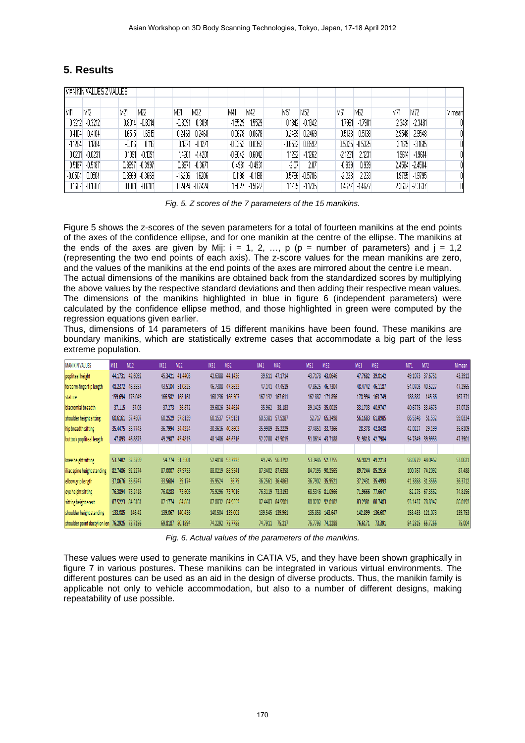## 5. Results

| MANIKIN VALUES Z VALUES | | | | | | | | | | | | | | |
|---|---|---|---|---|---|---|---|---|---|---|---|---|---|---|
| M11 | M12 | M21 | M22 | M31 | M32 | M41 | M42 | M51 | M52 | M61 | M62 | M71 | M72 | M mean |
| 0.3212 | -0.3212 | 0.8014 | -0.8014 | -0.3091 | 0.3091 | -1.5529 | 1.5529 | 0.1342 | -0.1342 | 1.7981 | -1.7981 | 2.3481 | -2.3481 | 0 |
| 0.4104 | -0.4104 | -1.6515 | 1.6515 | -0.2468 | 0.2468 | -0.0678 | 0.0678 | 0.2469 | -0.2469 | 0.5138 | -0.5138 | 2.9548 | -2.9548 | 0 |
| -1.1284 | 1.1284 | -0.116 | 0.116 | 0.1271 | -0.1271 | -0.0352 | 0.0352 | -0.6552 | 0.6592 | 0.5325 | -0.5325 | 3.1615 | -3.1615 | 0 |
| 0.0231 | -0.0231 | 0.1091 | -0.1091 | 1.4201 | -1.4201 | -0.6042 | 0.6042 | 1.1262 | -1.1262 | -2.1231 | 2.1231 | 1.9614 | -1.9614 | 0 |
| 0.5187 | -0.5187 | 0.3997 | -0.3997 | 0.3671 | -0.3671 | 0.4931 | -0.4931 | -2.07 | 2.07 | -0.939 | 0.939 | 2.4584 | -2.4584 | 0 |
| -0.0504 | 0.0504 | 0.3669 | -0.3669 | -1.6206 | 1.6206 | 0.1198 | -0.1198 | 0.5786 | -0.5786 | -2.233 | 2.233 | 1.9795 | -1.9795 | 0 |
| 0.1607 | -0.1607 | 0.6101 | -0.6101 | 0.2424 | -0.2424 | 1.5627 | -1.5627 | 1.1735 | -1.1735 | 1.4677 | -1.4677 | 2.3637 | -2.3637 | 0 |

*Fig. 5. Z scores of the 7 parameters of the 15 manikins.*

Figure 5 shows the z-scores of the seven parameters for a total of fourteen manikins at the end points of the axes of the confidence ellipse, and for one manikin at the centre of the ellipse. The manikins at the ends of the axes are given by Mij: i = 1, 2, …, p (p = number of parameters) and j = 1,2 (representing the two end points of each axis). The z-score values for the mean manikins are zero, and the values of the manikins at the end points of the axes are mirrored about the centre i.e mean.

The actual dimensions of the manikins are obtained back from the standardized scores by multiplying the above values by the respective standard deviations and then adding their respective mean values. The dimensions of the manikins highlighted in blue in figure 6 (independent parameters) were calculated by the confidence ellipse method, and those highlighted in green were computed by the regression equations given earlier.

Thus, dimensions of 14 parameters of 15 different manikins have been found. These manikins are boundary manikins, which are statistically extreme cases that accommodate a big part of the less extreme population.

| MANIKIN VALUES | M11 | M12 | M21 | M22 | M31 | M32 | M41 | M42 | M51 | M52 | M61 | M62 | M71 | M72 | M mean |
|---|---|---|---|---|---|---|---|---|---|---|---|---|---|---|---|
| popliteal height | 44.1731 | 42.6092 | 45.3421 | 41.4403 | 42.6388 | 44.1436 | 39.611 | 47.1714 | 43.7178 | 43.0646 | 47.7682 | 39.0142 | 49.1073 | 37.6751 | 43.3912 |
| forearm-fingertip length | 48.2372 | 46.3557 | 43.5104 | 51.0825 | 46.7308 | 47.8622 | 47.141 | 47.4519 | 47.8625 | 46.7304 | 48.4742 | 46.1187 | 54.0703 | 40.5227 | 47.2965 |
| stature | 159.694 | 175.049 | 166.582 | 168.161 | 168.236 | 166.507 | 167.132 | 167.611 | 162.887 | 171.856 | 170.994 | 163.749 | 188.882 | 145.86 | 167.371 |
| biacromial breadth | 37.115 | 37.03 | 37.273 | 36.872 | 39.6826 | 34.4624 | 35.962 | 38.183 | 39.1425 | 35.0025 | 33.1703 | 40.9747 | 40.6775 | 33.4675 | 37.0725 |
| shoulder height sitting | 60.6161 | 57.4507 | 60.2529 | 57.8139 | 60.1537 | 57.9131 | 60.5381 | 57.5287 | 52.717 | 65.3498 | 56.1683 | 61.8985 | 66.5348 | 51.532 | 59.0334 |
| hip breadth sitting | 35.4475 | 35.7743 | 36.7994 | 34.4224 | 30.3616 | 40.8602 | 35.9989 | 35.2229 | 37.4851 | 33.7366 | 28.378 | 42.8438 | 42.0227 | 29.199 | 35.6109 |
| buttock popliteal length | 47.893 | 46.8873 | 49.2987 | 45.4815 | 48.1486 | 46.6316 | 52.2788 | 42.5015 | 51.0614 | 43.7188 | 51.9818 | 42.7984 | 54.7849 | 39.9953 | 47.3901 |
| | | | | | | | | | | | | | | | |
| knee height sitting | 53.7482 | 52.3759 | 54.774 | 51.3501 | 52.4018 | 53.7223 | 49.745 | 56.3792 | 53.3486 | 52.7755 | 56.9029 | 49.2213 | 58.0779 | 48.0462 | 53.0621 |
| iliac spine height standing | 82.7486 | 92.2274 | 87.0007 | 87.9753 | 88.0219 | 86.9541 | 87.3402 | 87.6358 | 84.7195 | 90.2565 | 89.7244 | 85.2516 | 100.767 | 74.2092 | 87.488 |
| elbow grip length | 37.0676 | 35.6747 | 33.5684 | 39.174 | 35.9524 | 36.79 | 36.2561 | 36.4863 | 36.7902 | 35.9521 | 37.2431 | 35.4993 | 41.3858 | 31.3566 | 36.3712 |
| eye height sitting | 76.3894 | 73.2418 | 76.0283 | 73.603 | 75.9296 | 73.7016 | 76.3119 | 73.3193 | 68.5346 | 81.0966 | 71.9666 | 77.6647 | 82.275 | 67.3562 | 74.8156 |
| sitting height erect | 87.5223 | 84.5161 | 87.1774 | 84.861 | 87.0832 | 84.9552 | 87.4483 | 84.5901 | 80.0202 | 92.0182 | 83.2981 | 88.7403 | 93.1437 | 78.8947 | 86.0192 |
| shoulder height standing | 133.085 | 146.42 | 139.067 | 140.438 | 140.504 | 139.002 | 139.545 | 139.961 | 135.858 | 143.647 | 142.899 | 136.607 | 158.433 | 121.073 | 139.753 |
| shoulder point dactylion len | 76.2925 | 73.7156 | 69.8187 | 80.1894 | 74.2292 | 75.7788 | 74.7911 | 75.217 | 75.7793 | 74.2288 | 76.6171 | 73.391 | 84.2815 | 65.7266 | 75.004 |

*Fig. 6. Actual values of the parameters of the manikins.*

These values were used to generate manikins in CATIA V5, and they have been shown graphically in figure 7 in various postures. These manikins can be integrated in various virtual environments. The different postures can be used as an aid in the design of diverse products. Thus, the manikin family is applicable not only to vehicle accommodation, but also to a number of different designs, making repeatability of use possible.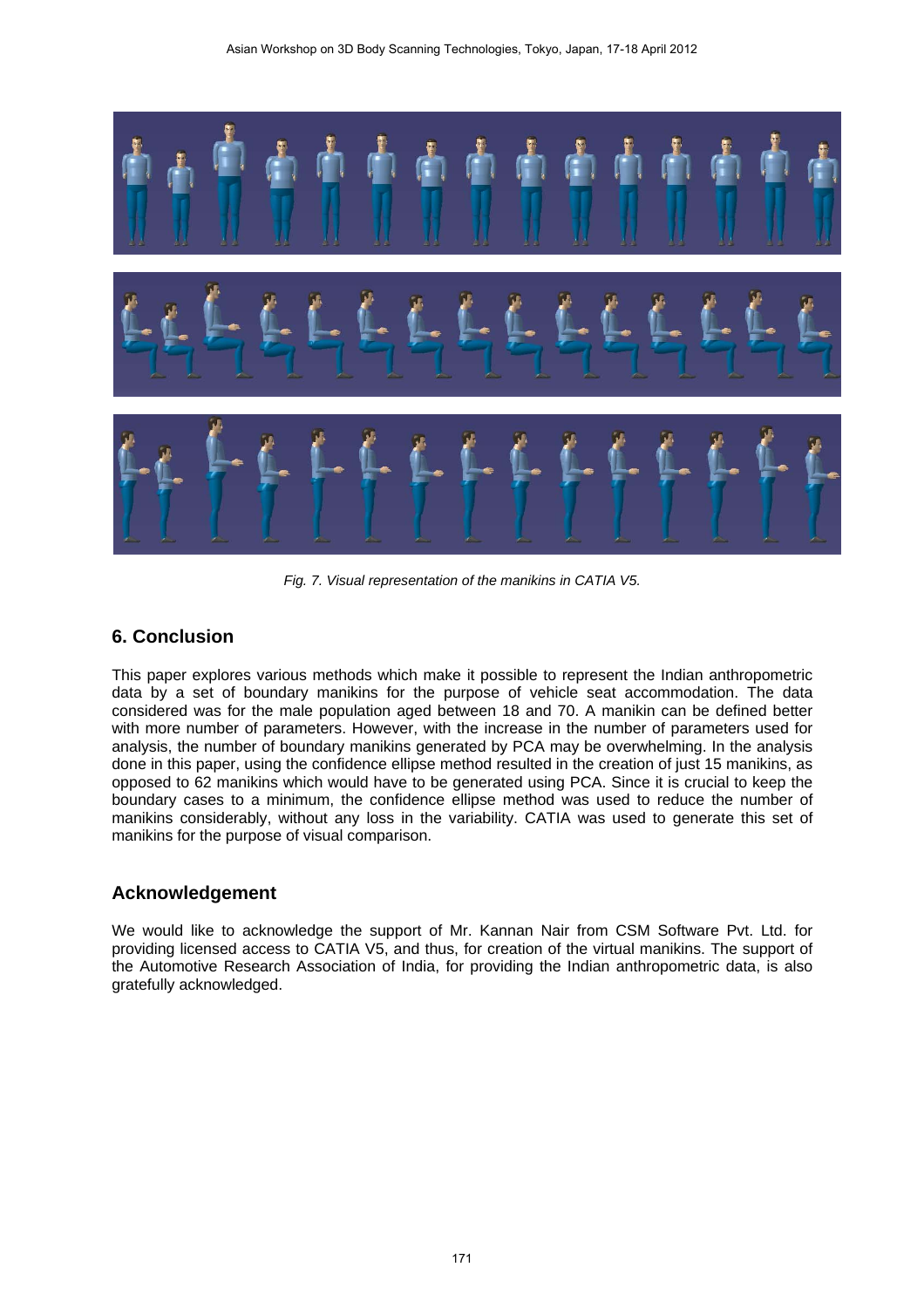*Fig. 7. Visual representation of the manikins in CATIA V5.*

## 6. Conclusion

This paper explores various methods which make it possible to represent the Indian anthropometric data by a set of boundary manikins for the purpose of vehicle seat accommodation. The data considered was for the male population aged between 18 and 70. A manikin can be defined better with more number of parameters. However, with the increase in the number of parameters used for analysis, the number of boundary manikins generated by PCA may be overwhelming. In the analysis done in this paper, using the confidence ellipse method resulted in the creation of just 15 manikins, as opposed to 62 manikins which would have to be generated using PCA. Since it is crucial to keep the boundary cases to a minimum, the confidence ellipse method was used to reduce the number of manikins considerably, without any loss in the variability. CATIA was used to generate this set of manikins for the purpose of visual comparison.

## Acknowledgement

We would like to acknowledge the support of Mr. Kannan Nair from CSM Software Pvt. Ltd. for providing licensed access to CATIA V5, and thus, for creation of the virtual manikins. The support of the Automotive Research Association of India, for providing the Indian anthropometric data, is also gratefully acknowledged.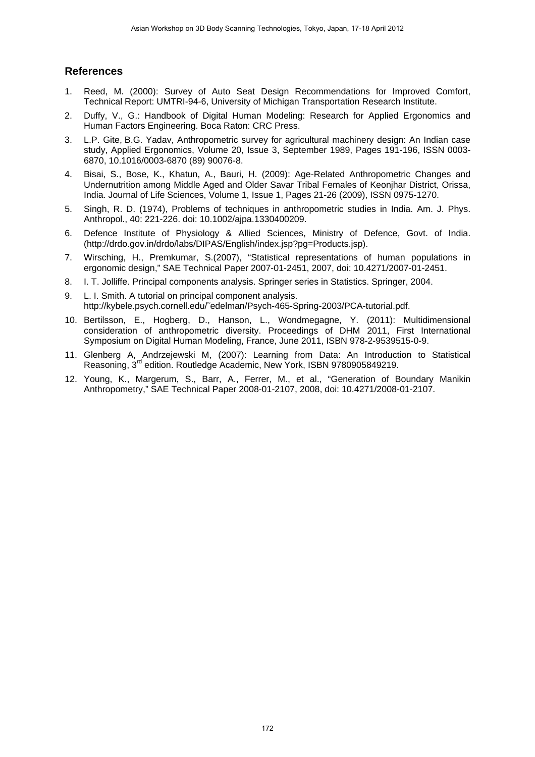## References

1. Reed, M. (2000): Survey of Auto Seat Design Recommendations for Improved Comfort, Technical Report: UMTRI-94-6, University of Michigan Transportation Research Institute.
2. Duffy, V., G.: Handbook of Digital Human Modeling: Research for Applied Ergonomics and Human Factors Engineering. Boca Raton: CRC Press.
3. L.P. Gite, B.G. Yadav, Anthropometric survey for agricultural machinery design: An Indian case study, Applied Ergonomics, Volume 20, Issue 3, September 1989, Pages 191-196, ISSN 0003-6870, 10.1016/0003-6870 (89) 90076-8.
4. Bisai, S., Bose, K., Khatun, A., Bauri, H. (2009): Age-Related Anthropometric Changes and Undernutrition among Middle Aged and Older Savar Tribal Females of Keonjhar District, Orissa, India. Journal of Life Sciences, Volume 1, Issue 1, Pages 21-26 (2009), ISSN 0975-1270.
5. Singh, R. D. (1974), Problems of techniques in anthropometric studies in India. Am. J. Phys. Anthropol., 40: 221-226. doi: 10.1002/ajpa.1330400209.
6. Defence Institute of Physiology & Allied Sciences, Ministry of Defence, Govt. of India. (http://drdo.gov.in/drdo/labs/DIPAS/English/index.jsp?pg=Products.jsp).
7. Wirsching, H., Premkumar, S.(2007), "Statistical representations of human populations in ergonomic design," SAE Technical Paper 2007-01-2451, 2007, doi: 10.4271/2007-01-2451.
8. I. T. Jolliffe. Principal components analysis. Springer series in Statistics. Springer, 2004.
9. L. I. Smith. A tutorial on principal component analysis. http://kybele.psych.cornell.edu/~edelman/Psych-465-Spring-2003/PCA-tutorial.pdf.
10. Bertilsson, E., Hogberg, D., Hanson, L., Wondmegagne, Y. (2011): Multidimensional consideration of anthropometric diversity. Proceedings of DHM 2011, First International Symposium on Digital Human Modeling, France, June 2011, ISBN 978-2-9539515-0-9.
11. Glenberg A, Andrzejewski M, (2007): Learning from Data: An Introduction to Statistical Reasoning, 3rd edition. Routledge Academic, New York, ISBN 9780905849219.
12. Young, K., Margerum, S., Barr, A., Ferrer, M., et al., "Generation of Boundary Manikin Anthropometry," SAE Technical Paper 2008-01-2107, 2008, doi: 10.4271/2008-01-2107.